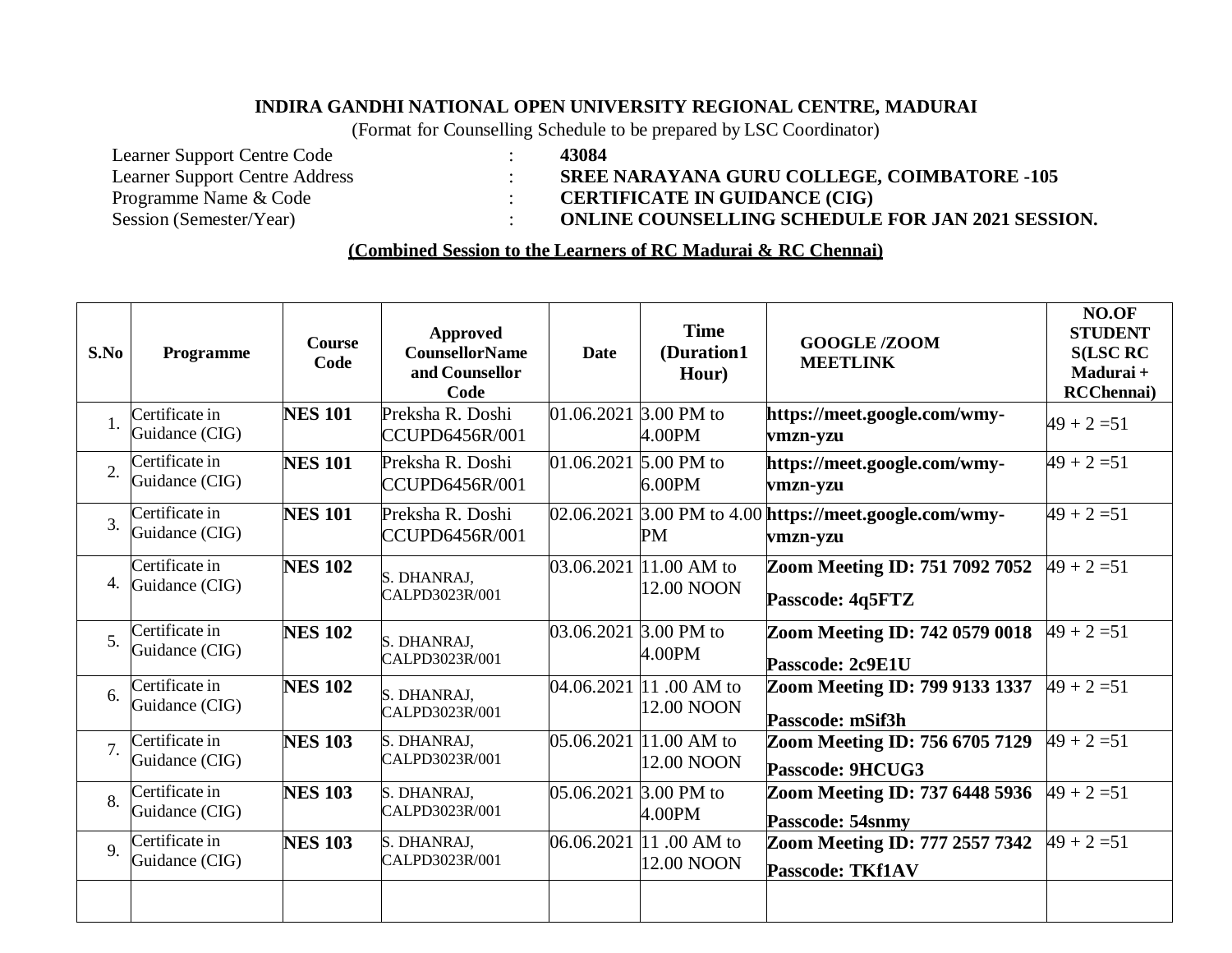**INDIRA GANDHI NATIONAL OPEN UNIVERSITY REGIONAL CENTRE, MADURAI**

(Format for Counselling Schedule to be prepared by LSC Coordinator)

| | | |
|---|---|---|
| Learner Support Centre Code | : | **43084** |
| Learner Support Centre Address | : | **SREE NARAYANA GURU COLLEGE, COIMBATORE -105** |
| Programme Name & Code | : | **CERTIFICATE IN GUIDANCE (CIG)** |
| Session (Semester/Year) | : | **ONLINE COUNSELLING SCHEDULE FOR JAN 2021 SESSION.** |

**(Combined Session to the Learners of RC Madurai & RC Chennai)**

| S.No | Programme | Course Code | Approved CounsellorName and Counsellor Code | Date | Time (Duration1 Hour) | GOOGLE /ZOOM MEETLINK | NO.OF STUDENTS(LSC RC Madurai + RCChennai) |
|---|---|---|---|---|---|---|---|
| 1. | Certificate in Guidance (CIG) | **NES 101** | Preksha R. Doshi CCUPD6456R/001 | 01.06.2021 | 3.00 PM to 4.00PM | **https://meet.google.com/wmy-vmzn-yzu** | 49 + 2 =51 |
| 2. | Certificate in Guidance (CIG) | **NES 101** | Preksha R. Doshi CCUPD6456R/001 | 01.06.2021 | 5.00 PM to 6.00PM | **https://meet.google.com/wmy-vmzn-yzu** | 49 + 2 =51 |
| 3. | Certificate in Guidance (CIG) | **NES 101** | Preksha R. Doshi CCUPD6456R/001 | 02.06.2021 | 3.00 PM to 4.00 PM | **https://meet.google.com/wmy-vmzn-yzu** | 49 + 2 =51 |
| 4. | Certificate in Guidance (CIG) | **NES 102** | S. DHANRAJ, CALPD3023R/001 | 03.06.2021 | 11.00 AM to 12.00 NOON | **Zoom Meeting ID: 751 7092 7052** **Passcode: 4q5FTZ** | 49 + 2 =51 |
| 5. | Certificate in Guidance (CIG) | **NES 102** | S. DHANRAJ, CALPD3023R/001 | 03.06.2021 | 3.00 PM to 4.00PM | **Zoom Meeting ID: 742 0579 0018** **Passcode: 2c9E1U** | 49 + 2 =51 |
| 6. | Certificate in Guidance (CIG) | **NES 102** | S. DHANRAJ, CALPD3023R/001 | 04.06.2021 | 11 .00 AM to 12.00 NOON | **Zoom Meeting ID: 799 9133 1337** **Passcode: mSif3h** | 49 + 2 =51 |
| 7. | Certificate in Guidance (CIG) | **NES 103** | S. DHANRAJ, CALPD3023R/001 | 05.06.2021 | 11.00 AM to 12.00 NOON | **Zoom Meeting ID: 756 6705 7129** **Passcode: 9HCUG3** | 49 + 2 =51 |
| 8. | Certificate in Guidance (CIG) | **NES 103** | S. DHANRAJ, CALPD3023R/001 | 05.06.2021 | 3.00 PM to 4.00PM | **Zoom Meeting ID: 737 6448 5936** **Passcode: 54snmy** | 49 + 2 =51 |
| 9. | Certificate in Guidance (CIG) | **NES 103** | S. DHANRAJ, CALPD3023R/001 | 06.06.2021 | 11 .00 AM to 12.00 NOON | **Zoom Meeting ID: 777 2557 7342** **Passcode: TKf1AV** | 49 + 2 =51 |
| | | | | | | | |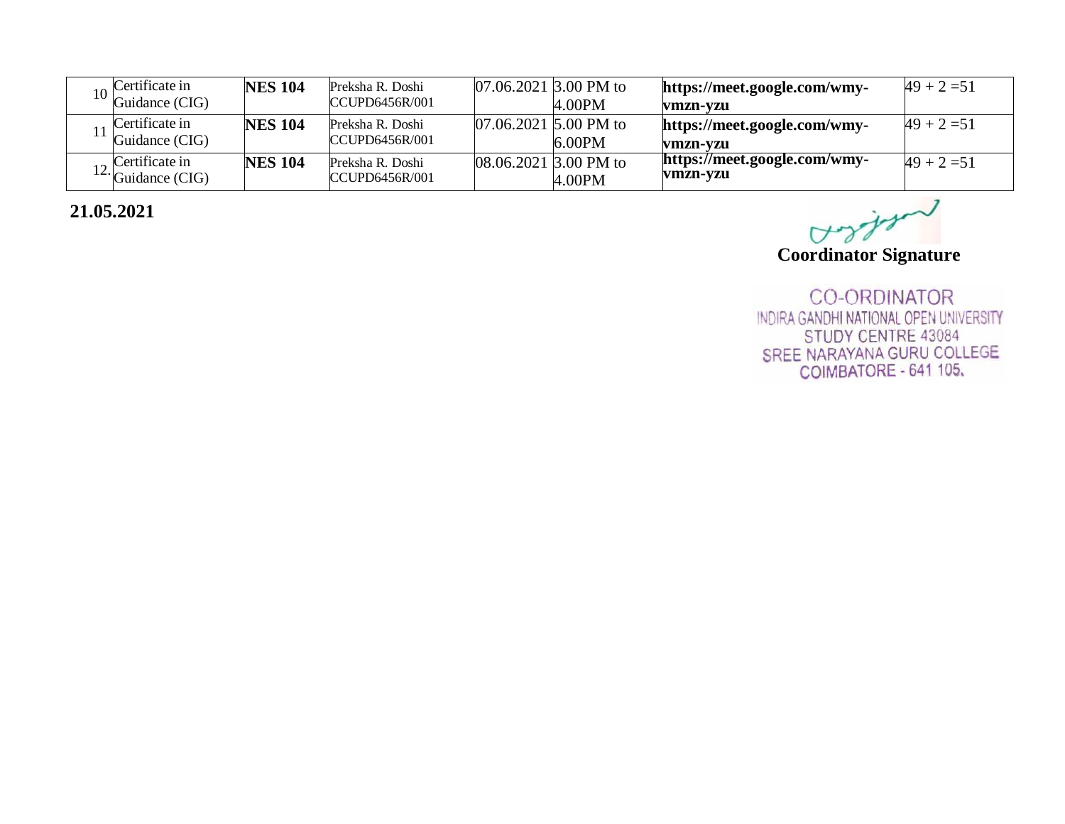| | | | | | | | |
|---|---|---|---|---|---|---|---|
| 10 | Certificate in Guidance (CIG) | **NES 104** | Preksha R. Doshi CCUPD6456R/001 | 07.06.2021 | 3.00 PM to 4.00PM | **https://meet.google.com/wmy-vmzn-yzu** | 49 + 2 =51 |
| 11 | Certificate in Guidance (CIG) | **NES 104** | Preksha R. Doshi CCUPD6456R/001 | 07.06.2021 | 5.00 PM to 6.00PM | **https://meet.google.com/wmy-vmzn-yzu** | 49 + 2 =51 |
| 12. | Certificate in Guidance (CIG) | **NES 104** | Preksha R. Doshi CCUPD6456R/001 | 08.06.2021 | 3.00 PM to 4.00PM | **https://meet.google.com/wmy-vmzn-yzu** | 49 + 2 =51 |

**21.05.2021**

**Coordinator Signature**

CO-ORDINATOR
INDIRA GANDHI NATIONAL OPEN UNIVERSITY
STUDY CENTRE 43084
SREE NARAYANA GURU COLLEGE
COIMBATORE - 641 105.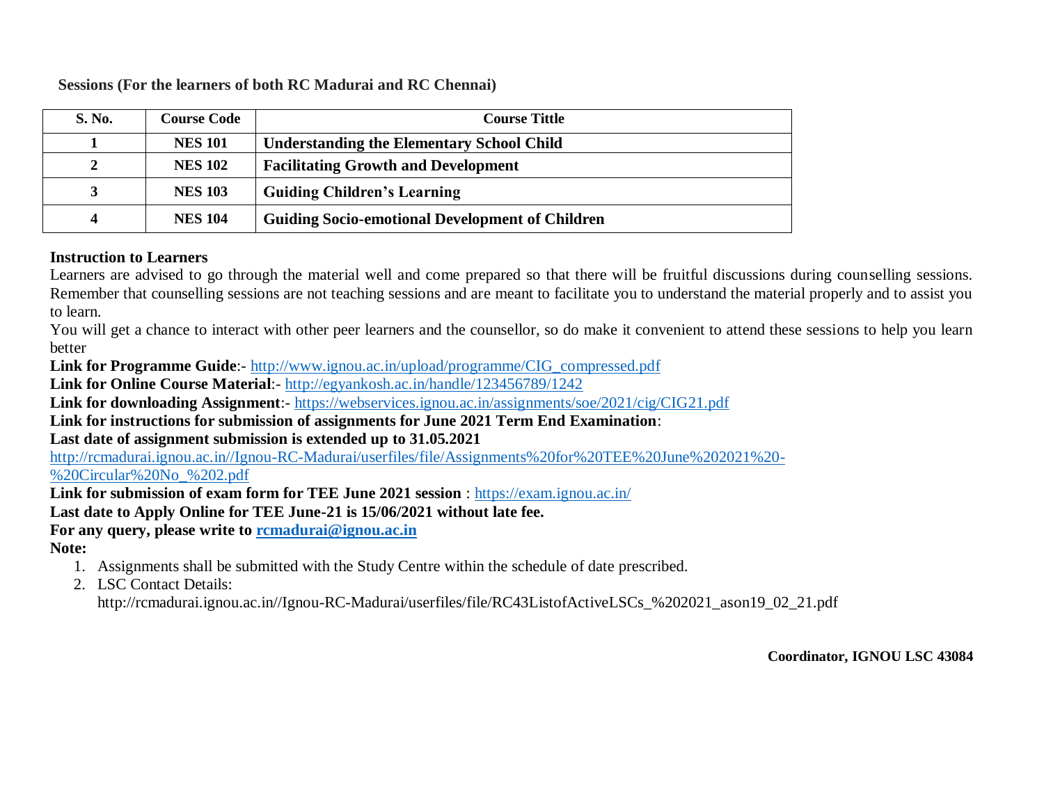**Sessions (For the learners of both RC Madurai and RC Chennai)**

| S. No. | Course Code | Course Tittle |
|---|---|---|
| 1 | NES 101 | Understanding the Elementary School Child |
| 2 | NES 102 | Facilitating Growth and Development |
| 3 | NES 103 | Guiding Children's Learning |
| 4 | NES 104 | Guiding Socio-emotional Development of Children |

**Instruction to Learners**

Learners are advised to go through the material well and come prepared so that there will be fruitful discussions during counselling sessions. Remember that counselling sessions are not teaching sessions and are meant to facilitate you to understand the material properly and to assist you to learn.

You will get a chance to interact with other peer learners and the counsellor, so do make it convenient to attend these sessions to help you learn better

**Link for Programme Guide**:- http://www.ignou.ac.in/upload/programme/CIG_compressed.pdf

**Link for Online Course Material**:- http://egyankosh.ac.in/handle/123456789/1242

**Link for downloading Assignment**:- https://webservices.ignou.ac.in/assignments/soe/2021/cig/CIG21.pdf

**Link for instructions for submission of assignments for June 2021 Term End Examination**:

**Last date of assignment submission is extended up to 31.05.2021**

http://rcmadurai.ignou.ac.in//Ignou-RC-Madurai/userfiles/file/Assignments%20for%20TEE%20June%202021%20-%20Circular%20No_%202.pdf

**Link for submission of exam form for TEE June 2021 session** : https://exam.ignou.ac.in/

**Last date to Apply Online for TEE June-21 is 15/06/2021 without late fee.**

**For any query, please write to rcmadurai@ignou.ac.in**

**Note:**

1. Assignments shall be submitted with the Study Centre within the schedule of date prescribed.
2. LSC Contact Details:
   http://rcmadurai.ignou.ac.in//Ignou-RC-Madurai/userfiles/file/RC43ListofActiveLSCs_%202021_ason19_02_21.pdf

**Coordinator, IGNOU LSC 43084**